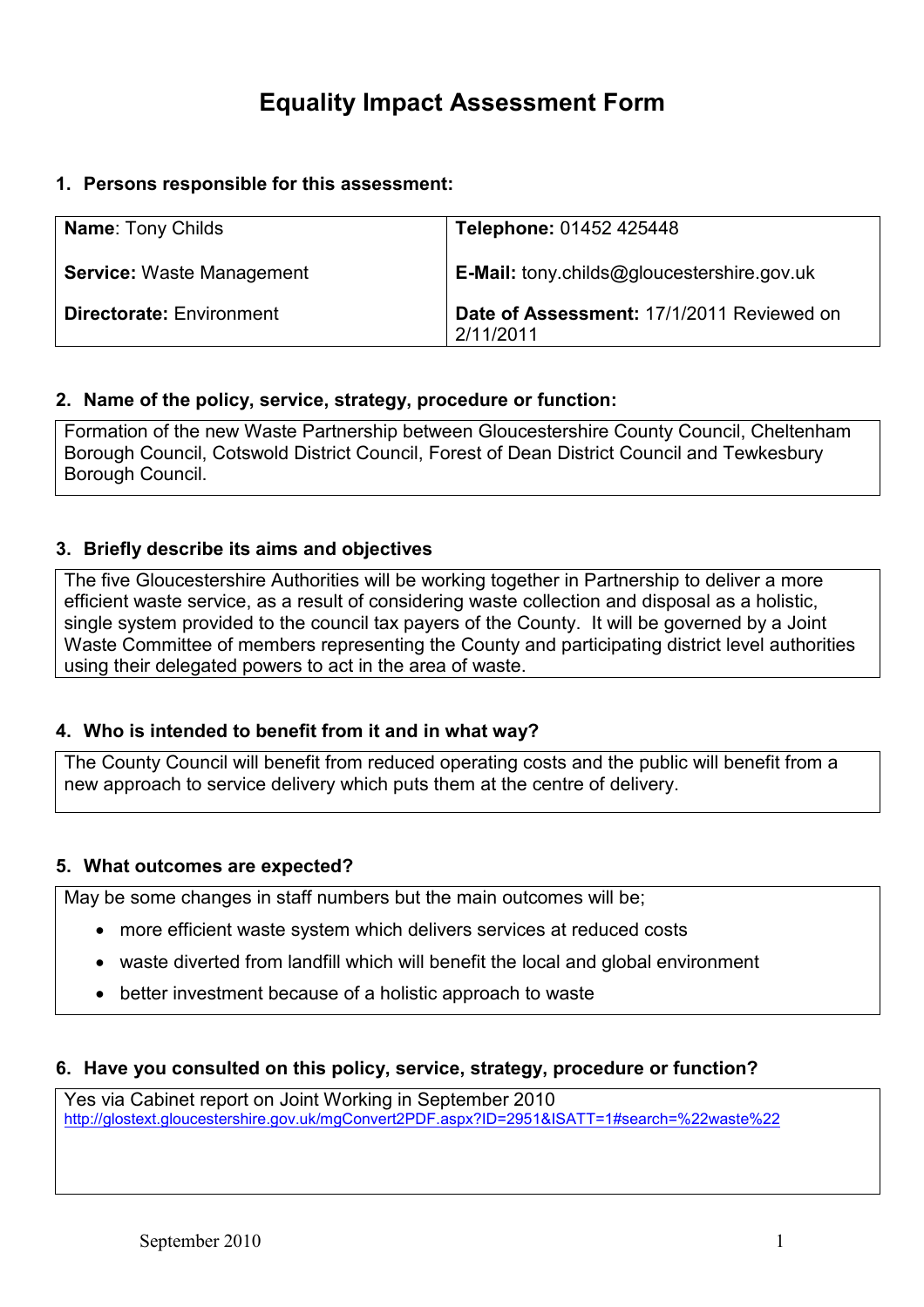# Equality Impact Assessment Form

## 1. Persons responsible for this assessment:

| | |
|---|---|
| **Name**: Tony Childs | **Telephone:** 01452 425448 |
| **Service:** Waste Management | **E-Mail:** tony.childs@gloucestershire.gov.uk |
| **Directorate:** Environment | **Date of Assessment:** 17/1/2011 Reviewed on 2/11/2011 |

## 2. Name of the policy, service, strategy, procedure or function:

Formation of the new Waste Partnership between Gloucestershire County Council, Cheltenham Borough Council, Cotswold District Council, Forest of Dean District Council and Tewkesbury Borough Council.

## 3. Briefly describe its aims and objectives

The five Gloucestershire Authorities will be working together in Partnership to deliver a more efficient waste service, as a result of considering waste collection and disposal as a holistic, single system provided to the council tax payers of the County. It will be governed by a Joint Waste Committee of members representing the County and participating district level authorities using their delegated powers to act in the area of waste.

## 4. Who is intended to benefit from it and in what way?

The County Council will benefit from reduced operating costs and the public will benefit from a new approach to service delivery which puts them at the centre of delivery.

## 5. What outcomes are expected?

May be some changes in staff numbers but the main outcomes will be;

- more efficient waste system which delivers services at reduced costs
- waste diverted from landfill which will benefit the local and global environment
- better investment because of a holistic approach to waste

## 6. Have you consulted on this policy, service, strategy, procedure or function?

Yes via Cabinet report on Joint Working in September 2010
http://glostext.gloucestershire.gov.uk/mgConvert2PDF.aspx?ID=2951&ISATT=1#search=%22waste%22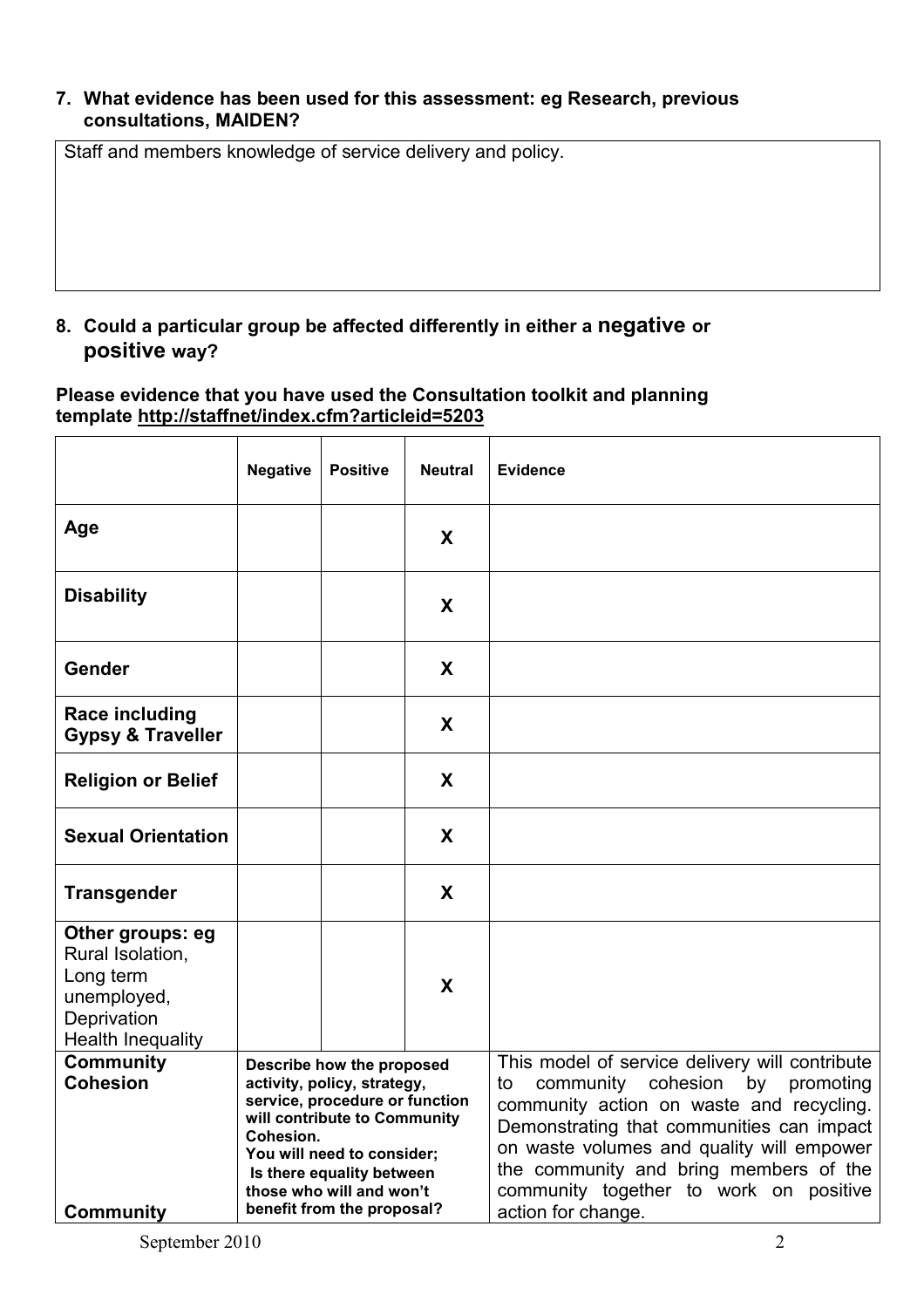**7. What evidence has been used for this assessment: eg Research, previous consultations, MAIDEN?**

Staff and members knowledge of service delivery and policy.

**8. Could a particular group be affected differently in either a negative or positive way?**

**Please evidence that you have used the Consultation toolkit and planning template http://staffnet/index.cfm?articleid=5203**

| | Negative | Positive | Neutral | Evidence |
|---|---|---|---|---|
| **Age** | | | **X** | |
| **Disability** | | | **X** | |
| **Gender** | | | **X** | |
| **Race including Gypsy & Traveller** | | | **X** | |
| **Religion or Belief** | | | **X** | |
| **Sexual Orientation** | | | **X** | |
| **Transgender** | | | **X** | |
| **Other groups: eg** Rural Isolation, Long term unemployed, Deprivation Health Inequality | | | **X** | |
| **Community Cohesion** **Community** | **Describe how the proposed activity, policy, strategy, service, procedure or function will contribute to Community Cohesion. You will need to consider; Is there equality between those who will and won't benefit from the proposal?** | | | This model of service delivery will contribute to community cohesion by promoting community action on waste and recycling. Demonstrating that communities can impact on waste volumes and quality will empower the community and bring members of the community together to work on positive action for change. |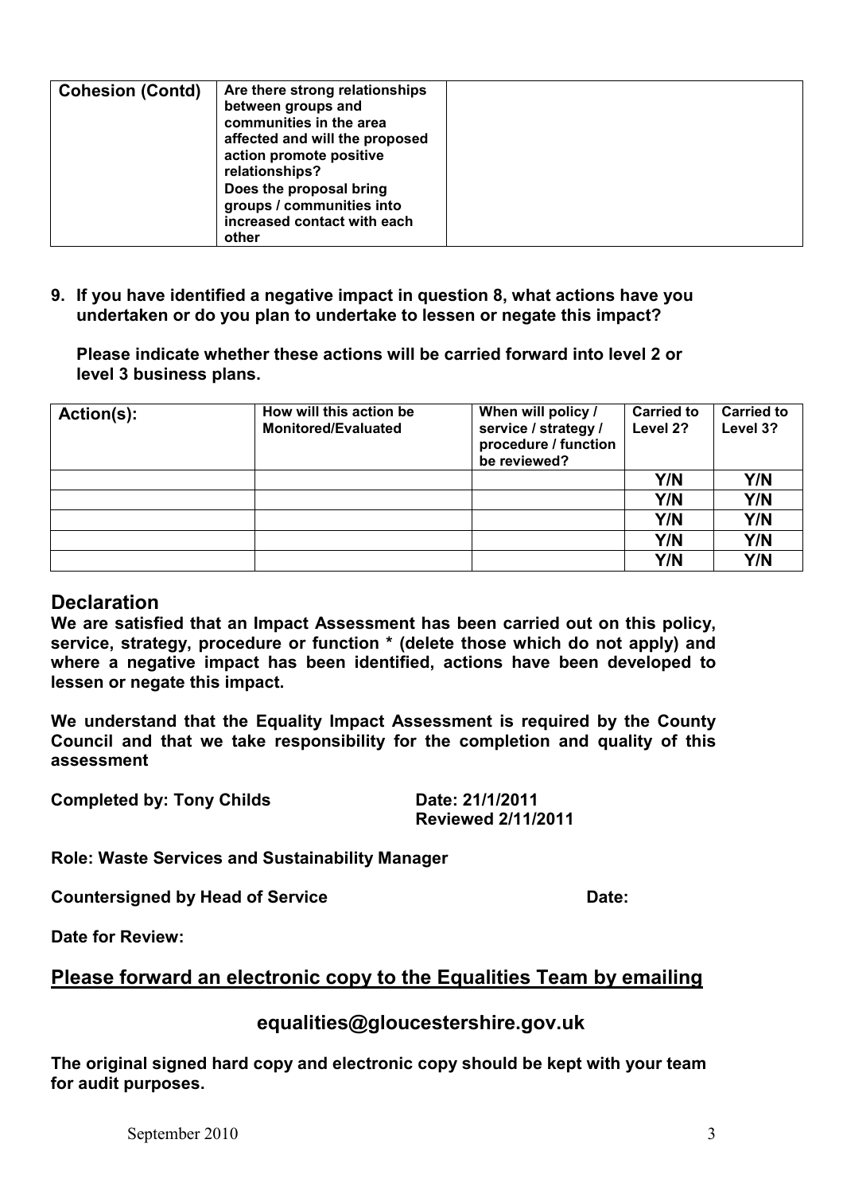| | | |
|---|---|---|
| **Cohesion (Contd)** | **Are there strong relationships between groups and communities in the area affected and will the proposed action promote positive relationships?** **Does the proposal bring groups / communities into increased contact with each other** | |

**9. If you have identified a negative impact in question 8, what actions have you undertaken or do you plan to undertake to lessen or negate this impact?**

**Please indicate whether these actions will be carried forward into level 2 or level 3 business plans.**

| Action(s): | How will this action be Monitored/Evaluated | When will policy / service / strategy / procedure / function be reviewed? | Carried to Level 2? | Carried to Level 3? |
|---|---|---|---|---|
| | | | **Y/N** | **Y/N** |
| | | | **Y/N** | **Y/N** |
| | | | **Y/N** | **Y/N** |
| | | | **Y/N** | **Y/N** |
| | | | **Y/N** | **Y/N** |

## Declaration

**We are satisfied that an Impact Assessment has been carried out on this policy, service, strategy, procedure or function * (delete those which do not apply) and where a negative impact has been identified, actions have been developed to lessen or negate this impact.**

**We understand that the Equality Impact Assessment is required by the County Council and that we take responsibility for the completion and quality of this assessment**

**Completed by: Tony Childs** **Date: 21/1/2011**
**Reviewed 2/11/2011**

**Role: Waste Services and Sustainability Manager**

**Countersigned by Head of Service** **Date:**

**Date for Review:**

**<u>Please forward an electronic copy to the Equalities Team by emailing</u>**

**equalities@gloucestershire.gov.uk**

**The original signed hard copy and electronic copy should be kept with your team for audit purposes.**